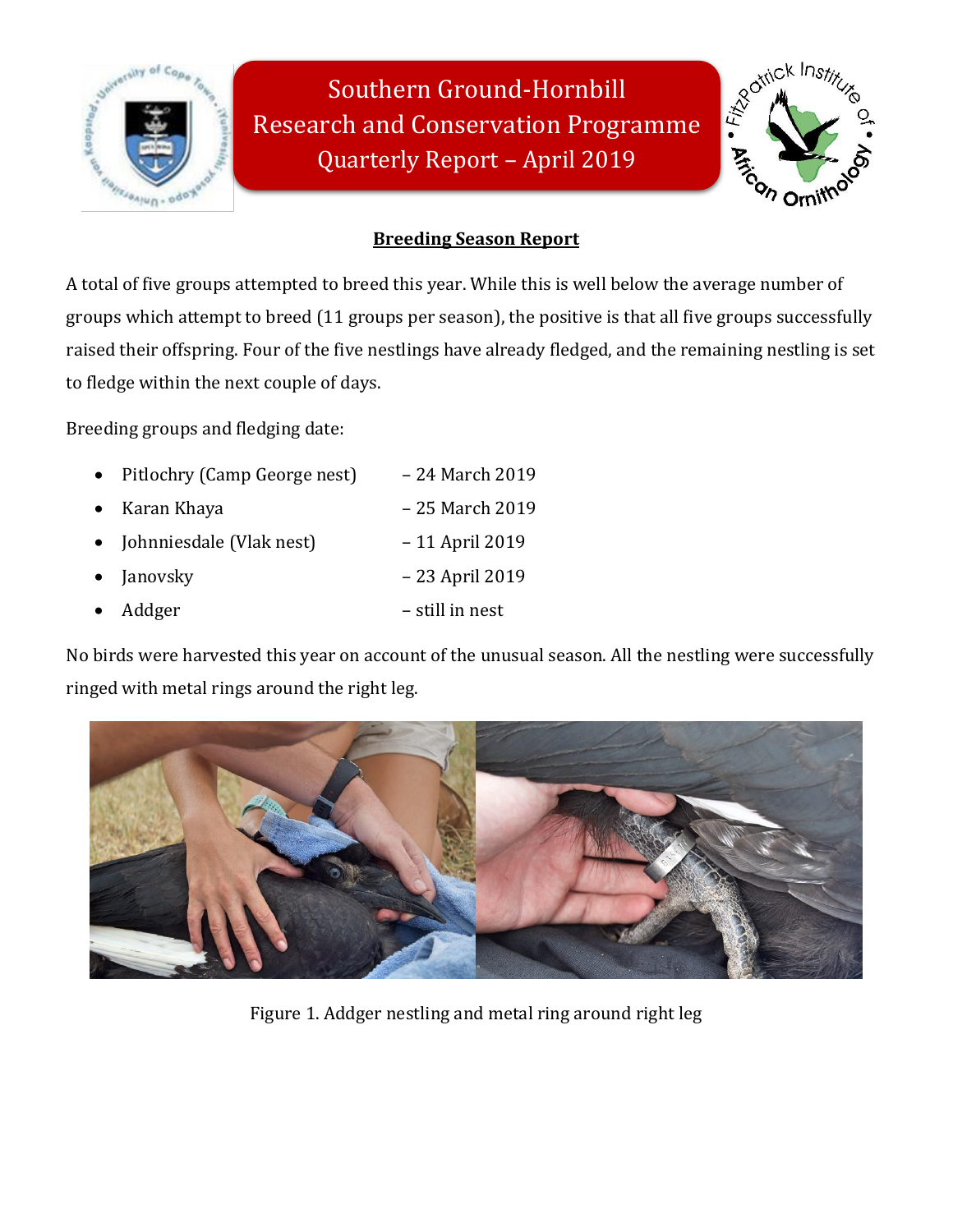# Southern Ground-Hornbill Research and Conservation Programme Quarterly Report – April 2019

## Breeding Season Report

A total of five groups attempted to breed this year. While this is well below the average number of groups which attempt to breed (11 groups per season), the positive is that all five groups successfully raised their offspring. Four of the five nestlings have already fledged, and the remaining nestling is set to fledge within the next couple of days.

Breeding groups and fledging date:

- Pitlochry (Camp George nest) – 24 March 2019
- Karan Khaya – 25 March 2019
- Johnniesdale (Vlak nest) – 11 April 2019
- Janovsky – 23 April 2019
- Addger – still in nest

No birds were harvested this year on account of the unusual season. All the nestling were successfully ringed with metal rings around the right leg.

Figure 1. Addger nestling and metal ring around right leg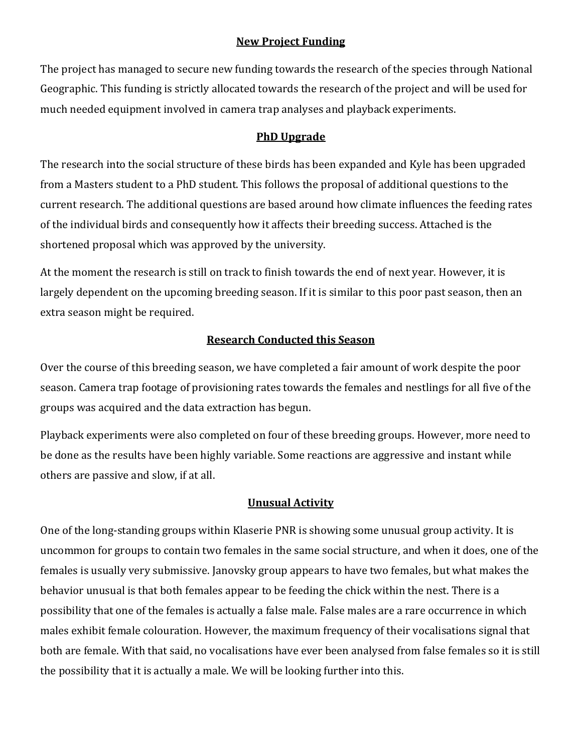## New Project Funding

The project has managed to secure new funding towards the research of the species through National Geographic. This funding is strictly allocated towards the research of the project and will be used for much needed equipment involved in camera trap analyses and playback experiments.

## PhD Upgrade

The research into the social structure of these birds has been expanded and Kyle has been upgraded from a Masters student to a PhD student. This follows the proposal of additional questions to the current research. The additional questions are based around how climate influences the feeding rates of the individual birds and consequently how it affects their breeding success. Attached is the shortened proposal which was approved by the university.

At the moment the research is still on track to finish towards the end of next year. However, it is largely dependent on the upcoming breeding season. If it is similar to this poor past season, then an extra season might be required.

## Research Conducted this Season

Over the course of this breeding season, we have completed a fair amount of work despite the poor season. Camera trap footage of provisioning rates towards the females and nestlings for all five of the groups was acquired and the data extraction has begun.

Playback experiments were also completed on four of these breeding groups. However, more need to be done as the results have been highly variable. Some reactions are aggressive and instant while others are passive and slow, if at all.

## Unusual Activity

One of the long-standing groups within Klaserie PNR is showing some unusual group activity. It is uncommon for groups to contain two females in the same social structure, and when it does, one of the females is usually very submissive. Janovsky group appears to have two females, but what makes the behavior unusual is that both females appear to be feeding the chick within the nest. There is a possibility that one of the females is actually a false male. False males are a rare occurrence in which males exhibit female colouration. However, the maximum frequency of their vocalisations signal that both are female. With that said, no vocalisations have ever been analysed from false females so it is still the possibility that it is actually a male. We will be looking further into this.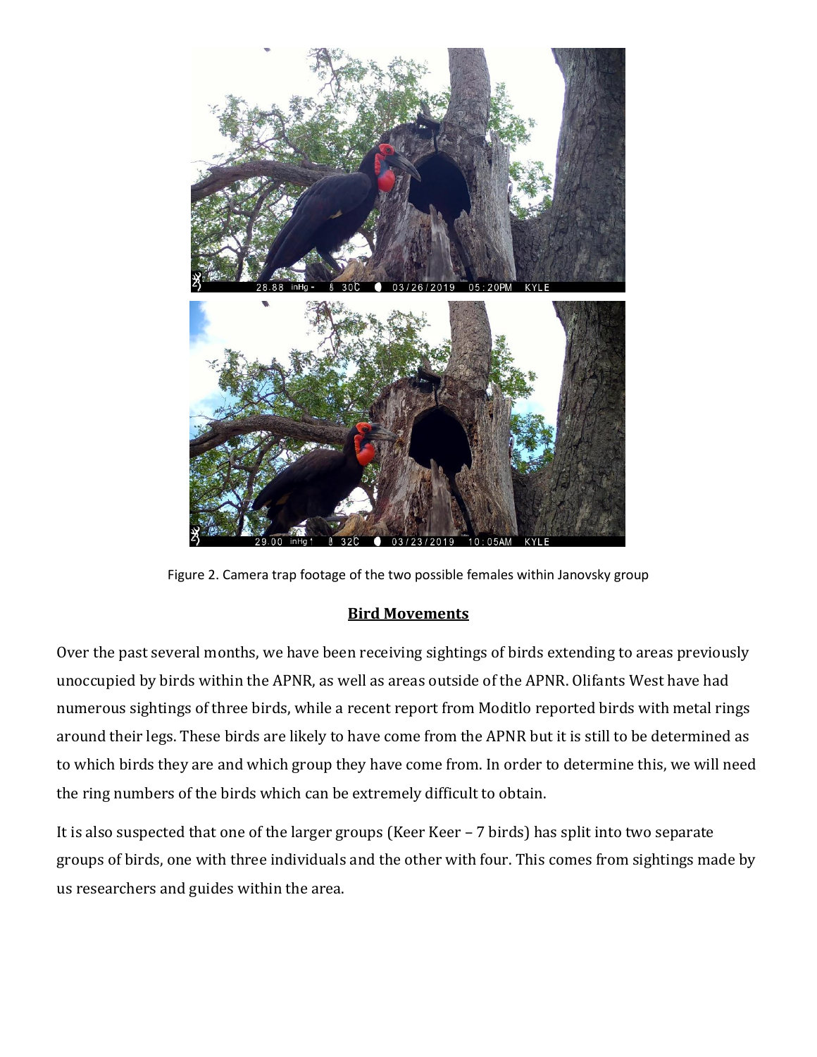Figure 2. Camera trap footage of the two possible females within Janovsky group

## Bird Movements

Over the past several months, we have been receiving sightings of birds extending to areas previously unoccupied by birds within the APNR, as well as areas outside of the APNR. Olifants West have had numerous sightings of three birds, while a recent report from Moditlo reported birds with metal rings around their legs. These birds are likely to have come from the APNR but it is still to be determined as to which birds they are and which group they have come from. In order to determine this, we will need the ring numbers of the birds which can be extremely difficult to obtain.

It is also suspected that one of the larger groups (Keer Keer – 7 birds) has split into two separate groups of birds, one with three individuals and the other with four. This comes from sightings made by us researchers and guides within the area.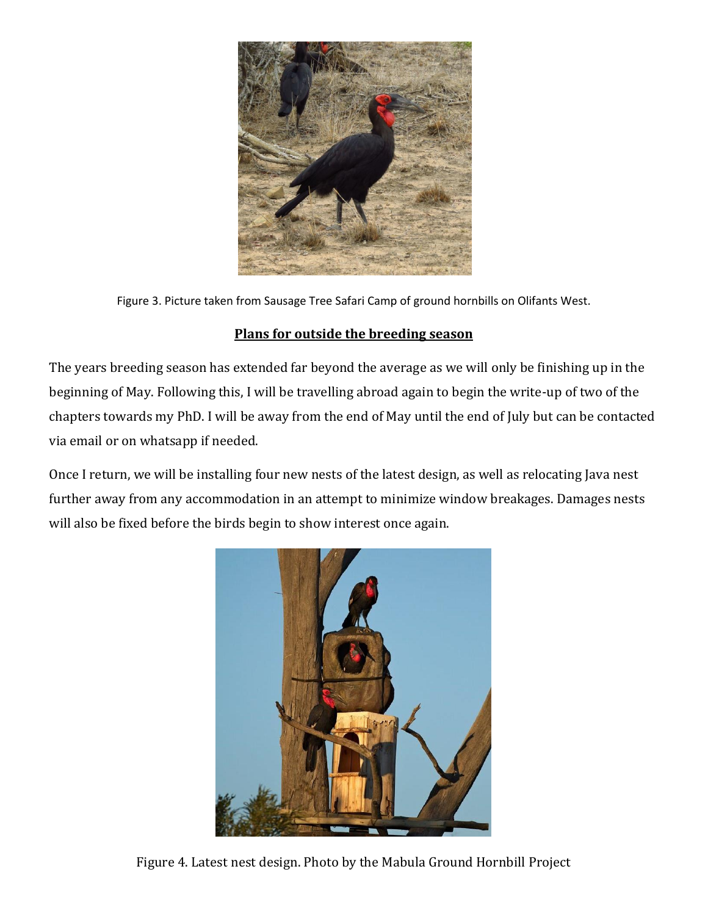Figure 3. Picture taken from Sausage Tree Safari Camp of ground hornbills on Olifants West.

## Plans for outside the breeding season

The years breeding season has extended far beyond the average as we will only be finishing up in the beginning of May. Following this, I will be travelling abroad again to begin the write-up of two of the chapters towards my PhD. I will be away from the end of May until the end of July but can be contacted via email or on whatsapp if needed.

Once I return, we will be installing four new nests of the latest design, as well as relocating Java nest further away from any accommodation in an attempt to minimize window breakages. Damages nests will also be fixed before the birds begin to show interest once again.

Figure 4. Latest nest design. Photo by the Mabula Ground Hornbill Project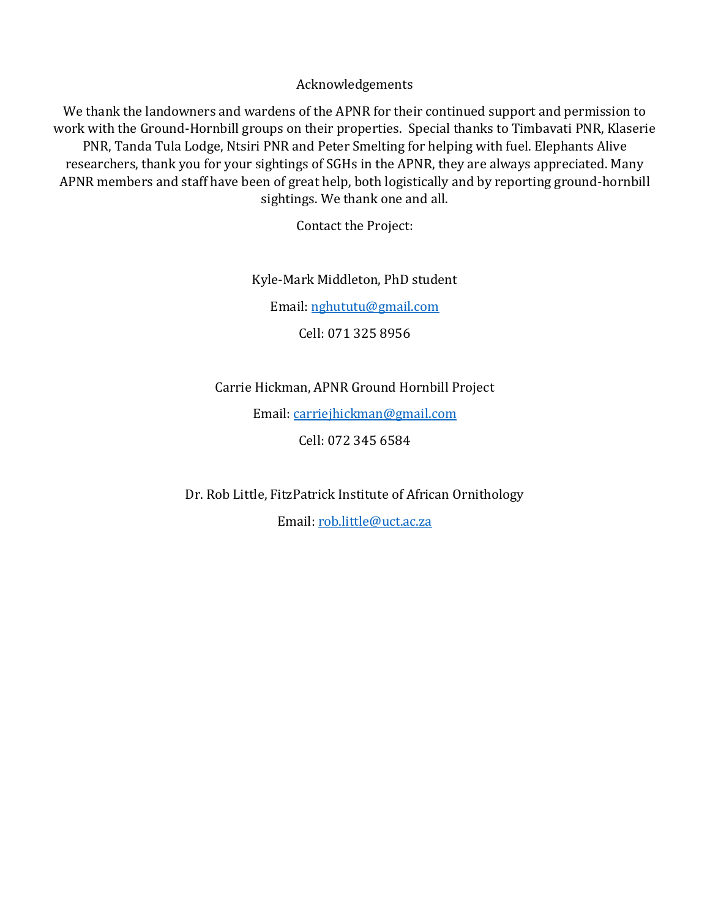## Acknowledgements

We thank the landowners and wardens of the APNR for their continued support and permission to work with the Ground-Hornbill groups on their properties. Special thanks to Timbavati PNR, Klaserie PNR, Tanda Tula Lodge, Ntsiri PNR and Peter Smelting for helping with fuel. Elephants Alive researchers, thank you for your sightings of SGHs in the APNR, they are always appreciated. Many APNR members and staff have been of great help, both logistically and by reporting ground-hornbill sightings. We thank one and all.

Contact the Project:

Kyle-Mark Middleton, PhD student

Email: nghututu@gmail.com

Cell: 071 325 8956

Carrie Hickman, APNR Ground Hornbill Project

Email: carriejhickman@gmail.com

Cell: 072 345 6584

Dr. Rob Little, FitzPatrick Institute of African Ornithology

Email: rob.little@uct.ac.za